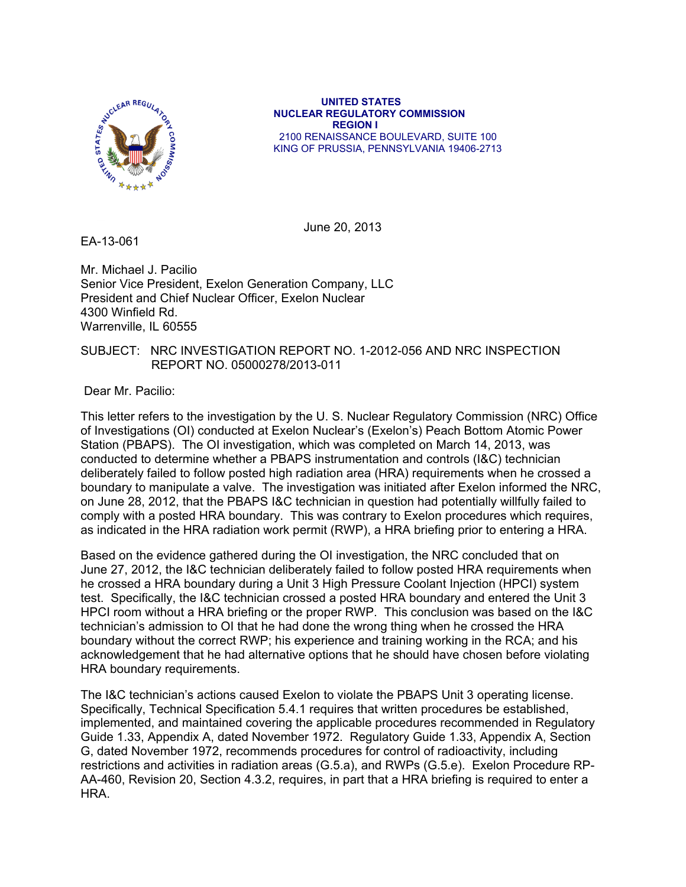UNITED STATES
NUCLEAR REGULATORY COMMISSION
REGION I
2100 RENAISSANCE BOULEVARD, SUITE 100
KING OF PRUSSIA, PENNSYLVANIA 19406-2713

June 20, 2013

EA-13-061

Mr. Michael J. Pacilio
Senior Vice President, Exelon Generation Company, LLC
President and Chief Nuclear Officer, Exelon Nuclear
4300 Winfield Rd.
Warrenville, IL 60555

SUBJECT: NRC INVESTIGATION REPORT NO. 1-2012-056 AND NRC INSPECTION REPORT NO. 05000278/2013-011

Dear Mr. Pacilio:

This letter refers to the investigation by the U. S. Nuclear Regulatory Commission (NRC) Office of Investigations (OI) conducted at Exelon Nuclear's (Exelon's) Peach Bottom Atomic Power Station (PBAPS). The OI investigation, which was completed on March 14, 2013, was conducted to determine whether a PBAPS instrumentation and controls (I&C) technician deliberately failed to follow posted high radiation area (HRA) requirements when he crossed a boundary to manipulate a valve. The investigation was initiated after Exelon informed the NRC, on June 28, 2012, that the PBAPS I&C technician in question had potentially willfully failed to comply with a posted HRA boundary. This was contrary to Exelon procedures which requires, as indicated in the HRA radiation work permit (RWP), a HRA briefing prior to entering a HRA.

Based on the evidence gathered during the OI investigation, the NRC concluded that on June 27, 2012, the I&C technician deliberately failed to follow posted HRA requirements when he crossed a HRA boundary during a Unit 3 High Pressure Coolant Injection (HPCI) system test. Specifically, the I&C technician crossed a posted HRA boundary and entered the Unit 3 HPCI room without a HRA briefing or the proper RWP. This conclusion was based on the I&C technician's admission to OI that he had done the wrong thing when he crossed the HRA boundary without the correct RWP; his experience and training working in the RCA; and his acknowledgement that he had alternative options that he should have chosen before violating HRA boundary requirements.

The I&C technician's actions caused Exelon to violate the PBAPS Unit 3 operating license. Specifically, Technical Specification 5.4.1 requires that written procedures be established, implemented, and maintained covering the applicable procedures recommended in Regulatory Guide 1.33, Appendix A, dated November 1972. Regulatory Guide 1.33, Appendix A, Section G, dated November 1972, recommends procedures for control of radioactivity, including restrictions and activities in radiation areas (G.5.a), and RWPs (G.5.e). Exelon Procedure RP-AA-460, Revision 20, Section 4.3.2, requires, in part that a HRA briefing is required to enter a HRA.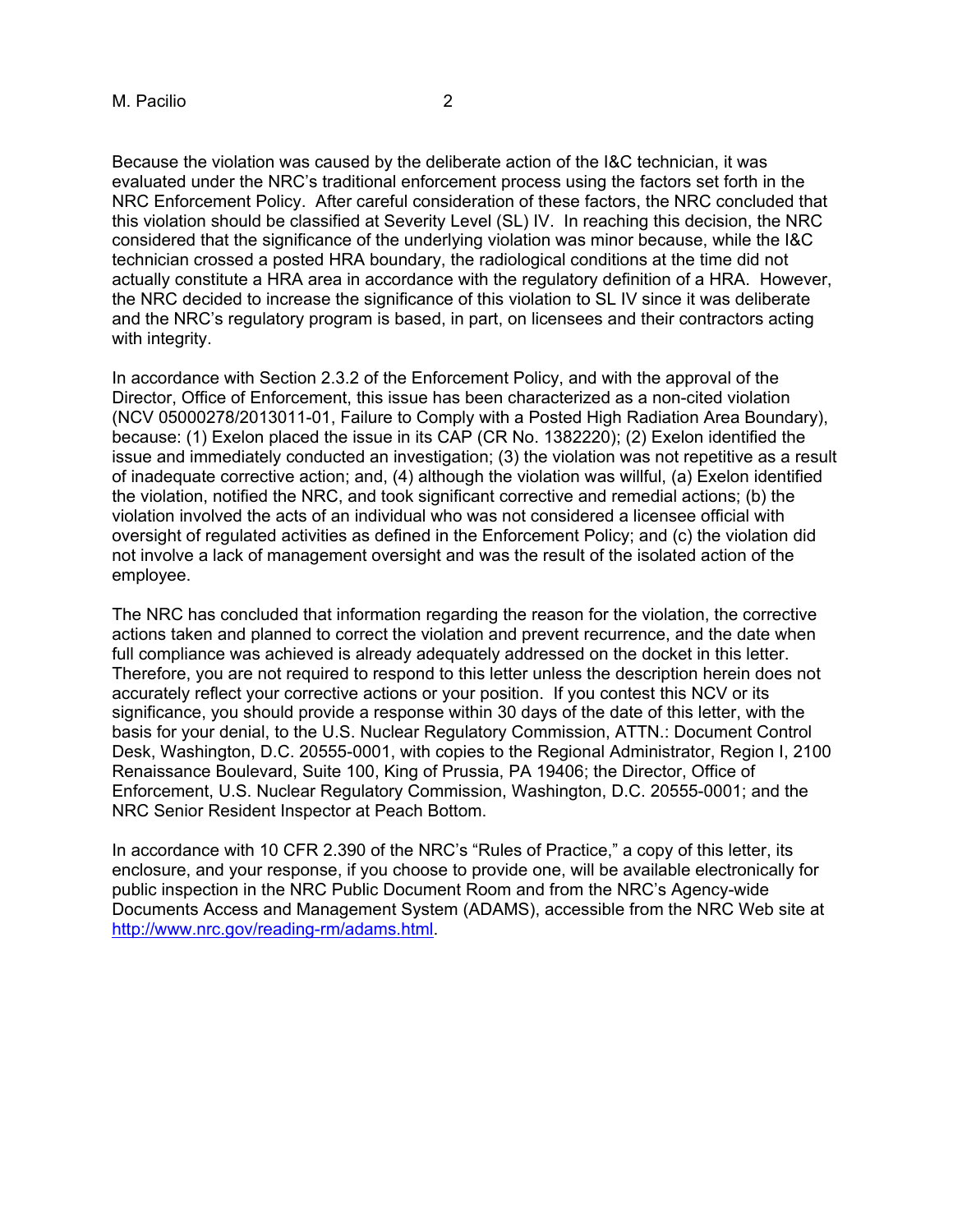Because the violation was caused by the deliberate action of the I&C technician, it was evaluated under the NRC's traditional enforcement process using the factors set forth in the NRC Enforcement Policy. After careful consideration of these factors, the NRC concluded that this violation should be classified at Severity Level (SL) IV. In reaching this decision, the NRC considered that the significance of the underlying violation was minor because, while the I&C technician crossed a posted HRA boundary, the radiological conditions at the time did not actually constitute a HRA area in accordance with the regulatory definition of a HRA. However, the NRC decided to increase the significance of this violation to SL IV since it was deliberate and the NRC's regulatory program is based, in part, on licensees and their contractors acting with integrity.

In accordance with Section 2.3.2 of the Enforcement Policy, and with the approval of the Director, Office of Enforcement, this issue has been characterized as a non-cited violation (NCV 05000278/2013011-01, Failure to Comply with a Posted High Radiation Area Boundary), because: (1) Exelon placed the issue in its CAP (CR No. 1382220); (2) Exelon identified the issue and immediately conducted an investigation; (3) the violation was not repetitive as a result of inadequate corrective action; and, (4) although the violation was willful, (a) Exelon identified the violation, notified the NRC, and took significant corrective and remedial actions; (b) the violation involved the acts of an individual who was not considered a licensee official with oversight of regulated activities as defined in the Enforcement Policy; and (c) the violation did not involve a lack of management oversight and was the result of the isolated action of the employee.

The NRC has concluded that information regarding the reason for the violation, the corrective actions taken and planned to correct the violation and prevent recurrence, and the date when full compliance was achieved is already adequately addressed on the docket in this letter. Therefore, you are not required to respond to this letter unless the description herein does not accurately reflect your corrective actions or your position. If you contest this NCV or its significance, you should provide a response within 30 days of the date of this letter, with the basis for your denial, to the U.S. Nuclear Regulatory Commission, ATTN.: Document Control Desk, Washington, D.C. 20555-0001, with copies to the Regional Administrator, Region I, 2100 Renaissance Boulevard, Suite 100, King of Prussia, PA 19406; the Director, Office of Enforcement, U.S. Nuclear Regulatory Commission, Washington, D.C. 20555-0001; and the NRC Senior Resident Inspector at Peach Bottom.

In accordance with 10 CFR 2.390 of the NRC's "Rules of Practice," a copy of this letter, its enclosure, and your response, if you choose to provide one, will be available electronically for public inspection in the NRC Public Document Room and from the NRC's Agency-wide Documents Access and Management System (ADAMS), accessible from the NRC Web site at http://www.nrc.gov/reading-rm/adams.html.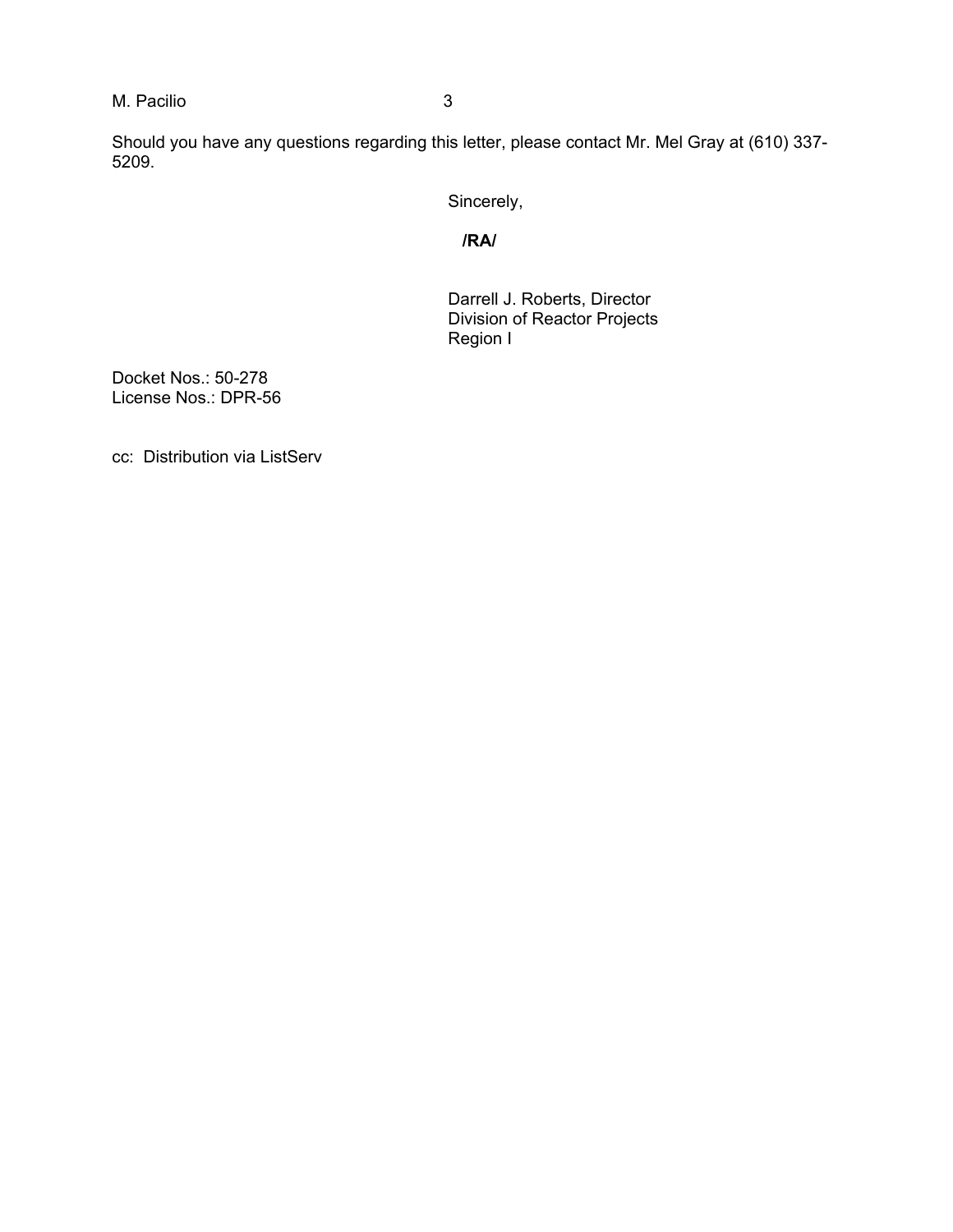Should you have any questions regarding this letter, please contact Mr. Mel Gray at (610) 337-5209.

Sincerely,

**/RA/**

Darrell J. Roberts, Director
Division of Reactor Projects
Region I

Docket Nos.: 50-278
License Nos.: DPR-56

cc: Distribution via ListServ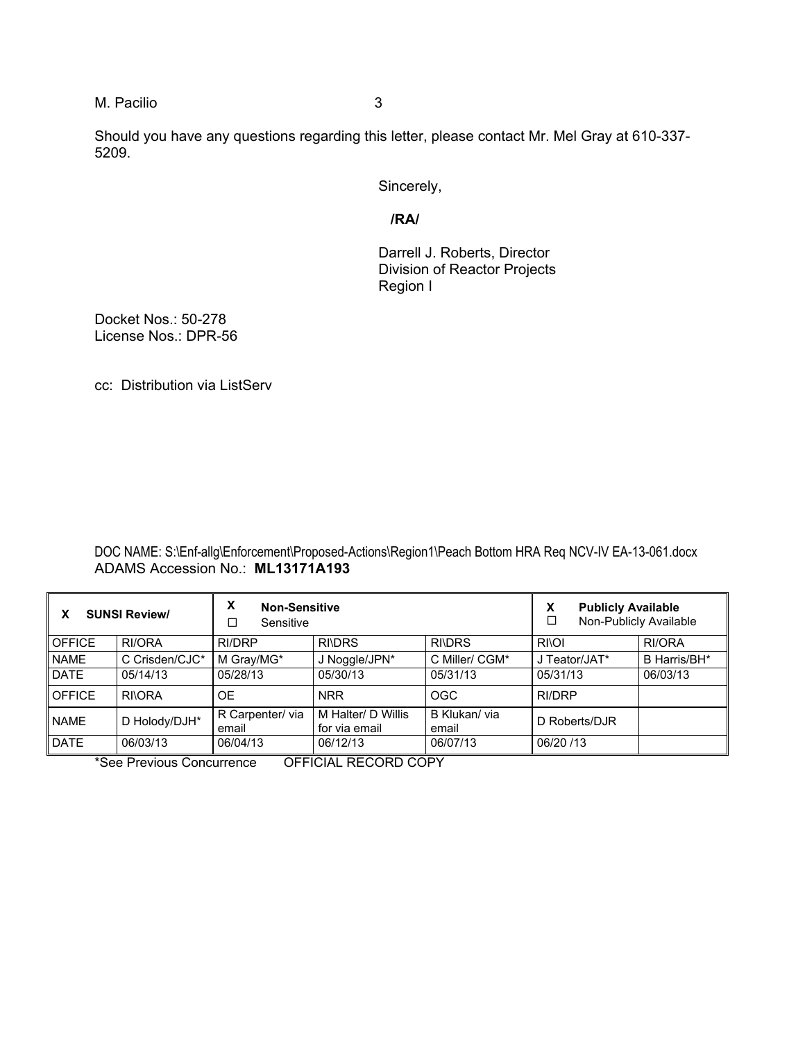Should you have any questions regarding this letter, please contact Mr. Mel Gray at 610-337-5209.

Sincerely,

**/RA/**

Darrell J. Roberts, Director
Division of Reactor Projects
Region I

Docket Nos.: 50-278
License Nos.: DPR-56

cc: Distribution via ListServ

DOC NAME: S:\Enf-allg\Enforcement\Proposed-Actions\Region1\Peach Bottom HRA Req NCV-IV EA-13-061.docx
ADAMS Accession No.: **ML13171A193**

| X **SUNSI Review/** | | X **Non-Sensitive** ☐ Sensitive | | | X **Publicly Available** ☐ Non-Publicly Available | |
|---|---|---|---|---|---|---|
| OFFICE | RI/ORA | RI/DRP | RI\DRS | RI\DRS | RI\OI | RI/ORA |
| NAME | C Crisden/CJC* | M Gray/MG* | J Noggle/JPN* | C Miller/ CGM* | J Teator/JAT* | B Harris/BH* |
| DATE | 05/14/13 | 05/28/13 | 05/30/13 | 05/31/13 | 05/31/13 | 06/03/13 |
| OFFICE | RI\ORA | OE | NRR | OGC | RI/DRP | |
| NAME | D Holody/DJH* | R Carpenter/ via email | M Halter/ D Willis for via email | B Klukan/ via email | D Roberts/DJR | |
| DATE | 06/03/13 | 06/04/13 | 06/12/13 | 06/07/13 | 06/20 /13 | |

*See Previous Concurrence OFFICIAL RECORD COPY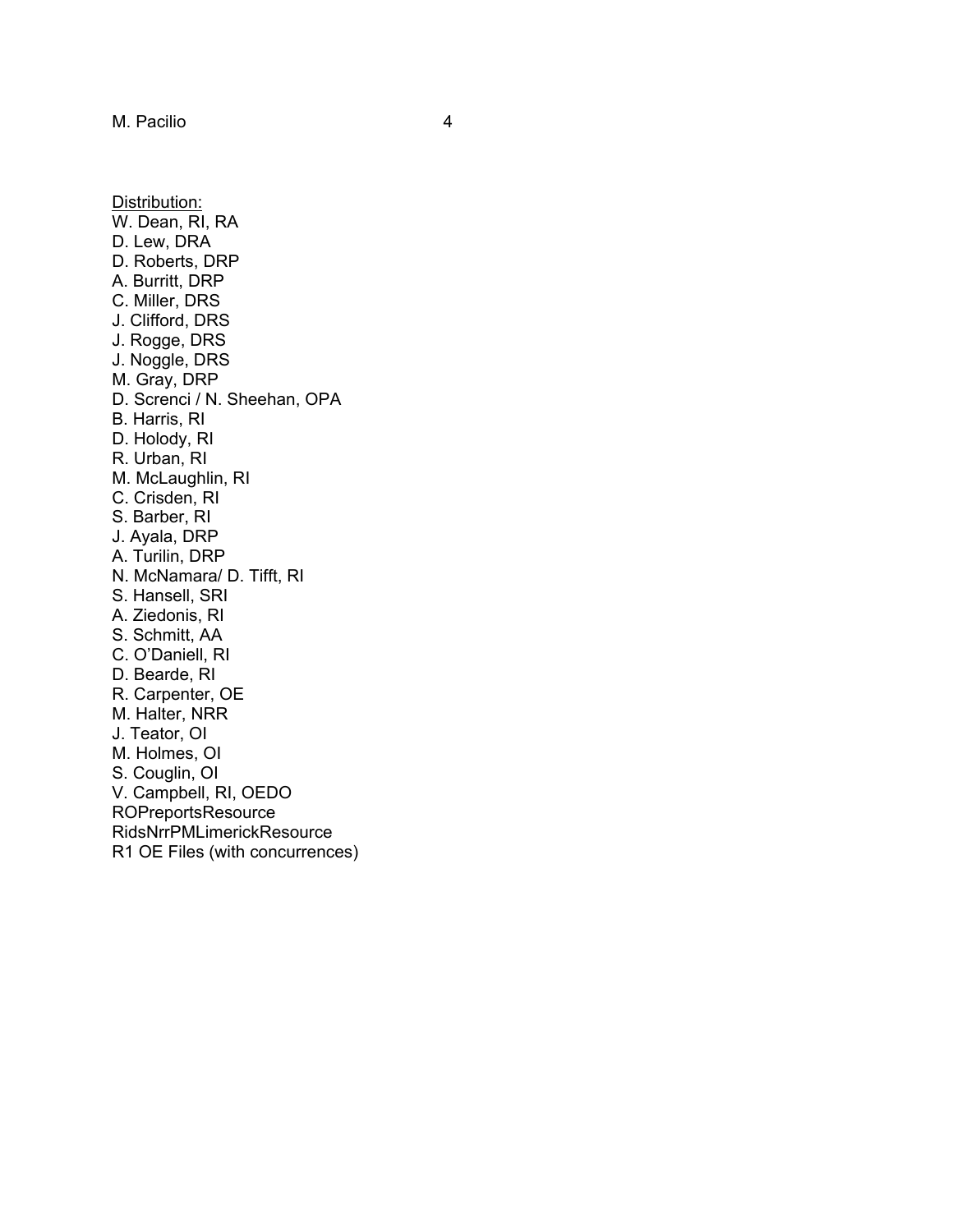Distribution:
W. Dean, RI, RA
D. Lew, DRA
D. Roberts, DRP
A. Burritt, DRP
C. Miller, DRS
J. Clifford, DRS
J. Rogge, DRS
J. Noggle, DRS
M. Gray, DRP
D. Screnci / N. Sheehan, OPA
B. Harris, RI
D. Holody, RI
R. Urban, RI
M. McLaughlin, RI
C. Crisden, RI
S. Barber, RI
J. Ayala, DRP
A. Turilin, DRP
N. McNamara/ D. Tifft, RI
S. Hansell, SRI
A. Ziedonis, RI
S. Schmitt, AA
C. O'Daniell, RI
D. Bearde, RI
R. Carpenter, OE
M. Halter, NRR
J. Teator, OI
M. Holmes, OI
S. Couglin, OI
V. Campbell, RI, OEDO
ROPreportsResource
RidsNrrPMLimerickResource
R1 OE Files (with concurrences)